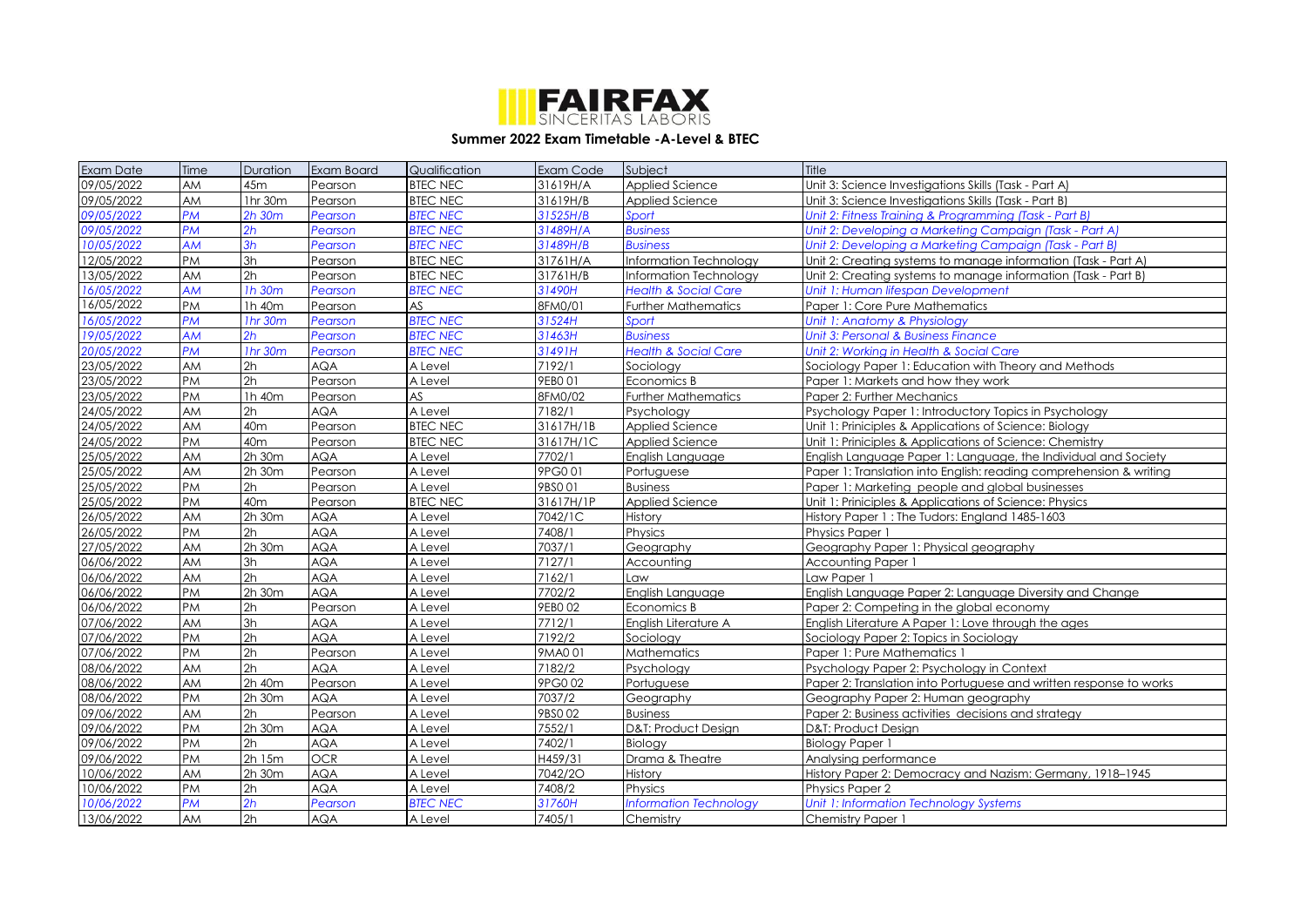# FAIRFAX

SINCERITAS LABORIS

## Summer 2022 Exam Timetable -A-Level & BTEC

| Exam Date | Time | Duration | Exam Board | Qualification | Exam Code | Subject | Title |
|---|---|---|---|---|---|---|---|
| 09/05/2022 | AM | 45m | Pearson | BTEC NEC | 31619H/A | Applied Science | Unit 3: Science Investigations Skills (Task - Part A) |
| 09/05/2022 | AM | 1hr 30m | Pearson | BTEC NEC | 31619H/B | Applied Science | Unit 3: Science Investigations Skills (Task - Part B) |
| *09/05/2022* | *PM* | *2h 30m* | *Pearson* | *BTEC NEC* | *31525H/B* | *Sport* | *Unit 2: Fitness Training & Programming (Task - Part B)* |
| *09/05/2022* | *PM* | *2h* | *Pearson* | *BTEC NEC* | *31489H/A* | *Business* | *Unit 2: Developing a Marketing Campaign (Task - Part A)* |
| *10/05/2022* | *AM* | *3h* | *Pearson* | *BTEC NEC* | *31489H/B* | *Business* | *Unit 2: Developing a Marketing Campaign (Task - Part B)* |
| 12/05/2022 | PM | 3h | Pearson | BTEC NEC | 31761H/A | Information Technology | Unit 2: Creating systems to manage information (Task - Part A) |
| 13/05/2022 | AM | 2h | Pearson | BTEC NEC | 31761H/B | Information Technology | Unit 2: Creating systems to manage information (Task - Part B) |
| *16/05/2022* | *AM* | *1h 30m* | *Pearson* | *BTEC NEC* | *31490H* | *Health & Social Care* | *Unit 1: Human lifespan Development* |
| 16/05/2022 | PM | 1h 40m | Pearson | AS | 8FM0/01 | Further Mathematics | Paper 1: Core Pure Mathematics |
| *16/05/2022* | *PM* | *1hr 30m* | *Pearson* | *BTEC NEC* | *31524H* | *Sport* | *Unit 1: Anatomy & Physiology* |
| *19/05/2022* | *AM* | *2h* | *Pearson* | *BTEC NEC* | *31463H* | *Business* | *Unit 3: Personal & Business Finance* |
| *20/05/2022* | *PM* | *1hr 30m* | *Pearson* | *BTEC NEC* | *31491H* | *Health & Social Care* | *Unit 2: Working in Health & Social Care* |
| 23/05/2022 | AM | 2h | AQA | A Level | 7192/1 | Sociology | Sociology Paper 1: Education with Theory and Methods |
| 23/05/2022 | PM | 2h | Pearson | A Level | 9EB0 01 | Economics B | Paper 1: Markets and how they work |
| 23/05/2022 | PM | 1h 40m | Pearson | AS | 8FM0/02 | Further Mathematics | Paper 2: Further Mechanics |
| 24/05/2022 | AM | 2h | AQA | A Level | 7182/1 | Psychology | Psychology Paper 1: Introductory Topics in Psychology |
| 24/05/2022 | AM | 40m | Pearson | BTEC NEC | 31617H/1B | Applied Science | Unit 1: Priniciples & Applications of Science: Biology |
| 24/05/2022 | PM | 40m | Pearson | BTEC NEC | 31617H/1C | Applied Science | Unit 1: Priniciples & Applications of Science: Chemistry |
| 25/05/2022 | AM | 2h 30m | AQA | A Level | 7702/1 | English Language | English Language Paper 1: Language, the Individual and Society |
| 25/05/2022 | AM | 2h 30m | Pearson | A Level | 9PG0 01 | Portuguese | Paper 1: Translation into English: reading comprehension & writing |
| 25/05/2022 | PM | 2h | Pearson | A Level | 9BS0 01 | Business | Paper 1: Marketing people and global businesses |
| 25/05/2022 | PM | 40m | Pearson | BTEC NEC | 31617H/1P | Applied Science | Unit 1: Priniciples & Applications of Science: Physics |
| 26/05/2022 | AM | 2h 30m | AQA | A Level | 7042/1C | History | History Paper 1 : The Tudors: England 1485-1603 |
| 26/05/2022 | PM | 2h | AQA | A Level | 7408/1 | Physics | Physics Paper 1 |
| 27/05/2022 | AM | 2h 30m | AQA | A Level | 7037/1 | Geography | Geography Paper 1: Physical geography |
| 06/06/2022 | AM | 3h | AQA | A Level | 7127/1 | Accounting | Accounting Paper 1 |
| 06/06/2022 | AM | 2h | AQA | A Level | 7162/1 | Law | Law Paper 1 |
| 06/06/2022 | PM | 2h 30m | AQA | A Level | 7702/2 | English Language | English Language Paper 2: Language Diversity and Change |
| 06/06/2022 | PM | 2h | Pearson | A Level | 9EB0 02 | Economics B | Paper 2: Competing in the global economy |
| 07/06/2022 | AM | 3h | AQA | A Level | 7712/1 | English Literature A | English Literature A Paper 1: Love through the ages |
| 07/06/2022 | PM | 2h | AQA | A Level | 7192/2 | Sociology | Sociology Paper 2: Topics in Sociology |
| 07/06/2022 | PM | 2h | Pearson | A Level | 9MA0 01 | Mathematics | Paper 1: Pure Mathematics 1 |
| 08/06/2022 | AM | 2h | AQA | A Level | 7182/2 | Psychology | Psychology Paper 2: Psychology in Context |
| 08/06/2022 | AM | 2h 40m | Pearson | A Level | 9PG0 02 | Portuguese | Paper 2: Translation into Portuguese and written response to works |
| 08/06/2022 | PM | 2h 30m | AQA | A Level | 7037/2 | Geography | Geography Paper 2: Human geography |
| 09/06/2022 | AM | 2h | Pearson | A Level | 9BS0 02 | Business | Paper 2: Business activities decisions and strategy |
| 09/06/2022 | PM | 2h 30m | AQA | A Level | 7552/1 | D&T: Product Design | D&T: Product Design |
| 09/06/2022 | PM | 2h | AQA | A Level | 7402/1 | Biology | Biology Paper 1 |
| 09/06/2022 | PM | 2h 15m | OCR | A Level | H459/31 | Drama & Theatre | Analysing performance |
| 10/06/2022 | AM | 2h 30m | AQA | A Level | 7042/2O | History | History Paper 2: Democracy and Nazism: Germany, 1918–1945 |
| 10/06/2022 | PM | 2h | AQA | A Level | 7408/2 | Physics | Physics Paper 2 |
| *10/06/2022* | *PM* | *2h* | *Pearson* | *BTEC NEC* | *31760H* | *Information Technology* | *Unit 1: Information Technology Systems* |
| 13/06/2022 | AM | 2h | AQA | A Level | 7405/1 | Chemistry | Chemistry Paper 1 |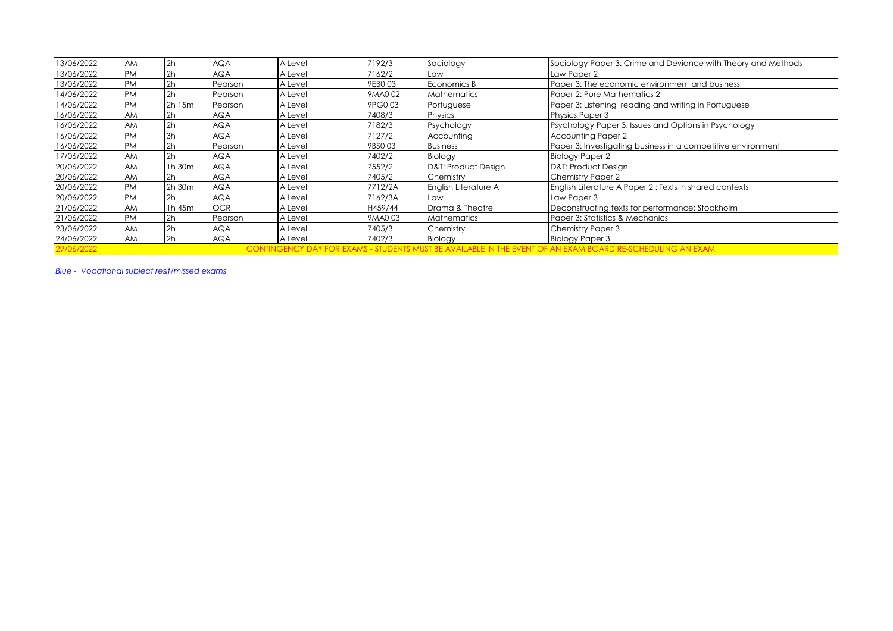| | | | | | | | |
|---|---|---|---|---|---|---|---|
| 13/06/2022 | AM | 2h | AQA | A Level | 7192/3 | Sociology | Sociology Paper 3: Crime and Deviance with Theory and Methods |
| 13/06/2022 | PM | 2h | AQA | A Level | 7162/2 | Law | Law Paper 2 |
| 13/06/2022 | PM | 2h | Pearson | A Level | 9EB0 03 | Economics B | Paper 3: The economic environment and business |
| 14/06/2022 | PM | 2h | Pearson | A Level | 9MA0 02 | Mathematics | Paper 2: Pure Mathematics 2 |
| 14/06/2022 | PM | 2h 15m | Pearson | A Level | 9PG0 03 | Portuguese | Paper 3: Listening reading and writing in Portuguese |
| 16/06/2022 | AM | 2h | AQA | A Level | 7408/3 | Physics | Physics Paper 3 |
| 16/06/2022 | AM | 2h | AQA | A Level | 7182/3 | Psychology | Psychology Paper 3: Issues and Options in Psychology |
| 16/06/2022 | PM | 3h | AQA | A Level | 7127/2 | Accounting | Accounting Paper 2 |
| 16/06/2022 | PM | 2h | Pearson | A Level | 9BS0 03 | Business | Paper 3: Investigating business in a competitive environment |
| 17/06/2022 | AM | 2h | AQA | A Level | 7402/2 | Biology | Biology Paper 2 |
| 20/06/2022 | AM | 1h 30m | AQA | A Level | 7552/2 | D&T: Product Design | D&T: Product Design |
| 20/06/2022 | AM | 2h | AQA | A Level | 7405/2 | Chemistry | Chemistry Paper 2 |
| 20/06/2022 | PM | 2h 30m | AQA | A Level | 7712/2A | English Literature A | English Literature A Paper 2 : Texts in shared contexts |
| 20/06/2022 | PM | 2h | AQA | A Level | 7162/3A | Law | Law Paper 3 |
| 21/06/2022 | AM | 1h 45m | OCR | A Level | H459/44 | Drama & Theatre | Deconstructing texts for performance: Stockholm |
| 21/06/2022 | PM | 2h | Pearson | A Level | 9MA0 03 | Mathematics | Paper 3: Statistics & Mechanics |
| 23/06/2022 | AM | 2h | AQA | A Level | 7405/3 | Chemistry | Chemistry Paper 3 |
| 24/06/2022 | AM | 2h | AQA | A Level | 7402/3 | Biology | Biology Paper 3 |
| 29/06/2022 | CONTINGENCY DAY FOR EXAMS - STUDENTS MUST BE AVAILABLE IN THE EVENT OF AN EXAM BOARD RE-SCHEDULING AN EXAM | | | | | | |

*Blue - Vocational subject resit/missed exams*